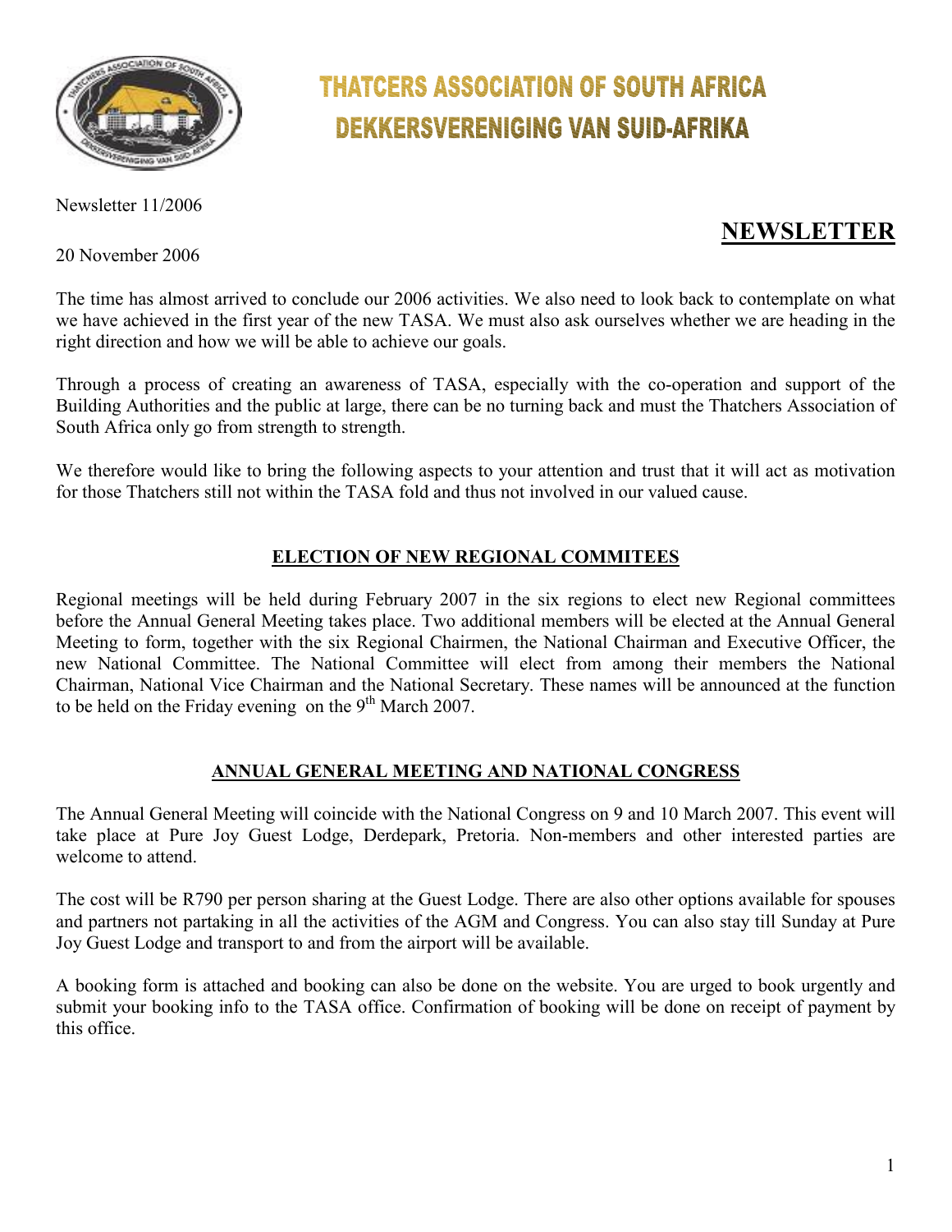# THATCERS ASSOCIATION OF SOUTH AFRICA
# DEKKERSVERENIGING VAN SUID-AFRIKA

Newsletter 11/2006

## NEWSLETTER

20 November 2006

The time has almost arrived to conclude our 2006 activities. We also need to look back to contemplate on what we have achieved in the first year of the new TASA. We must also ask ourselves whether we are heading in the right direction and how we will be able to achieve our goals.

Through a process of creating an awareness of TASA, especially with the co-operation and support of the Building Authorities and the public at large, there can be no turning back and must the Thatchers Association of South Africa only go from strength to strength.

We therefore would like to bring the following aspects to your attention and trust that it will act as motivation for those Thatchers still not within the TASA fold and thus not involved in our valued cause.

### ELECTION OF NEW REGIONAL COMMITEES

Regional meetings will be held during February 2007 in the six regions to elect new Regional committees before the Annual General Meeting takes place. Two additional members will be elected at the Annual General Meeting to form, together with the six Regional Chairmen, the National Chairman and Executive Officer, the new National Committee. The National Committee will elect from among their members the National Chairman, National Vice Chairman and the National Secretary. These names will be announced at the function to be held on the Friday evening on the 9th March 2007.

### ANNUAL GENERAL MEETING AND NATIONAL CONGRESS

The Annual General Meeting will coincide with the National Congress on 9 and 10 March 2007. This event will take place at Pure Joy Guest Lodge, Derdepark, Pretoria. Non-members and other interested parties are welcome to attend.

The cost will be R790 per person sharing at the Guest Lodge. There are also other options available for spouses and partners not partaking in all the activities of the AGM and Congress. You can also stay till Sunday at Pure Joy Guest Lodge and transport to and from the airport will be available.

A booking form is attached and booking can also be done on the website. You are urged to book urgently and submit your booking info to the TASA office. Confirmation of booking will be done on receipt of payment by this office.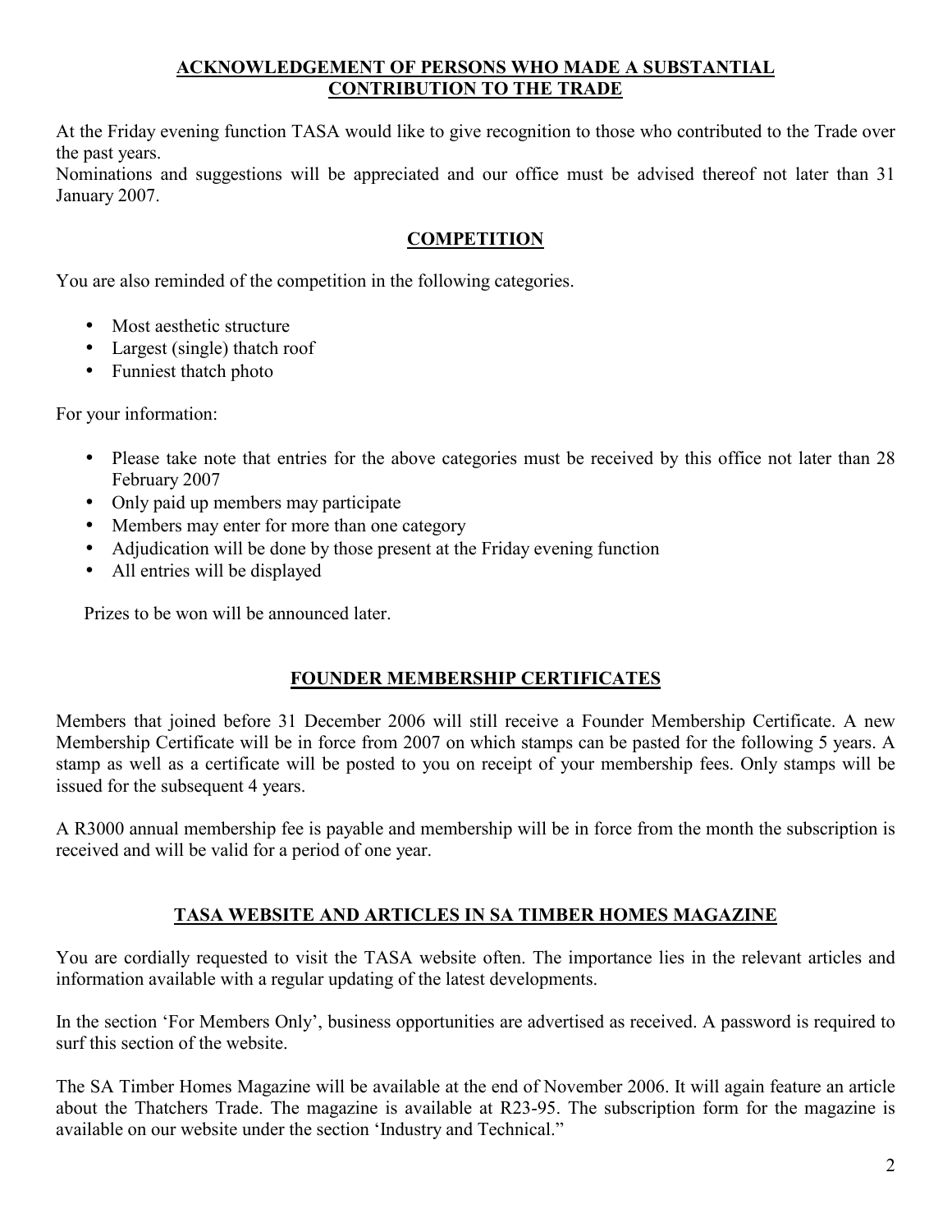## ACKNOWLEDGEMENT OF PERSONS WHO MADE A SUBSTANTIAL CONTRIBUTION TO THE TRADE

At the Friday evening function TASA would like to give recognition to those who contributed to the Trade over the past years.

Nominations and suggestions will be appreciated and our office must be advised thereof not later than 31 January 2007.

## COMPETITION

You are also reminded of the competition in the following categories.

- Most aesthetic structure
- Largest (single) thatch roof
- Funniest thatch photo

For your information:

- Please take note that entries for the above categories must be received by this office not later than 28 February 2007
- Only paid up members may participate
- Members may enter for more than one category
- Adjudication will be done by those present at the Friday evening function
- All entries will be displayed

Prizes to be won will be announced later.

## FOUNDER MEMBERSHIP CERTIFICATES

Members that joined before 31 December 2006 will still receive a Founder Membership Certificate. A new Membership Certificate will be in force from 2007 on which stamps can be pasted for the following 5 years. A stamp as well as a certificate will be posted to you on receipt of your membership fees. Only stamps will be issued for the subsequent 4 years.

A R3000 annual membership fee is payable and membership will be in force from the month the subscription is received and will be valid for a period of one year.

## TASA WEBSITE AND ARTICLES IN SA TIMBER HOMES MAGAZINE

You are cordially requested to visit the TASA website often. The importance lies in the relevant articles and information available with a regular updating of the latest developments.

In the section 'For Members Only', business opportunities are advertised as received. A password is required to surf this section of the website.

The SA Timber Homes Magazine will be available at the end of November 2006. It will again feature an article about the Thatchers Trade. The magazine is available at R23-95. The subscription form for the magazine is available on our website under the section 'Industry and Technical."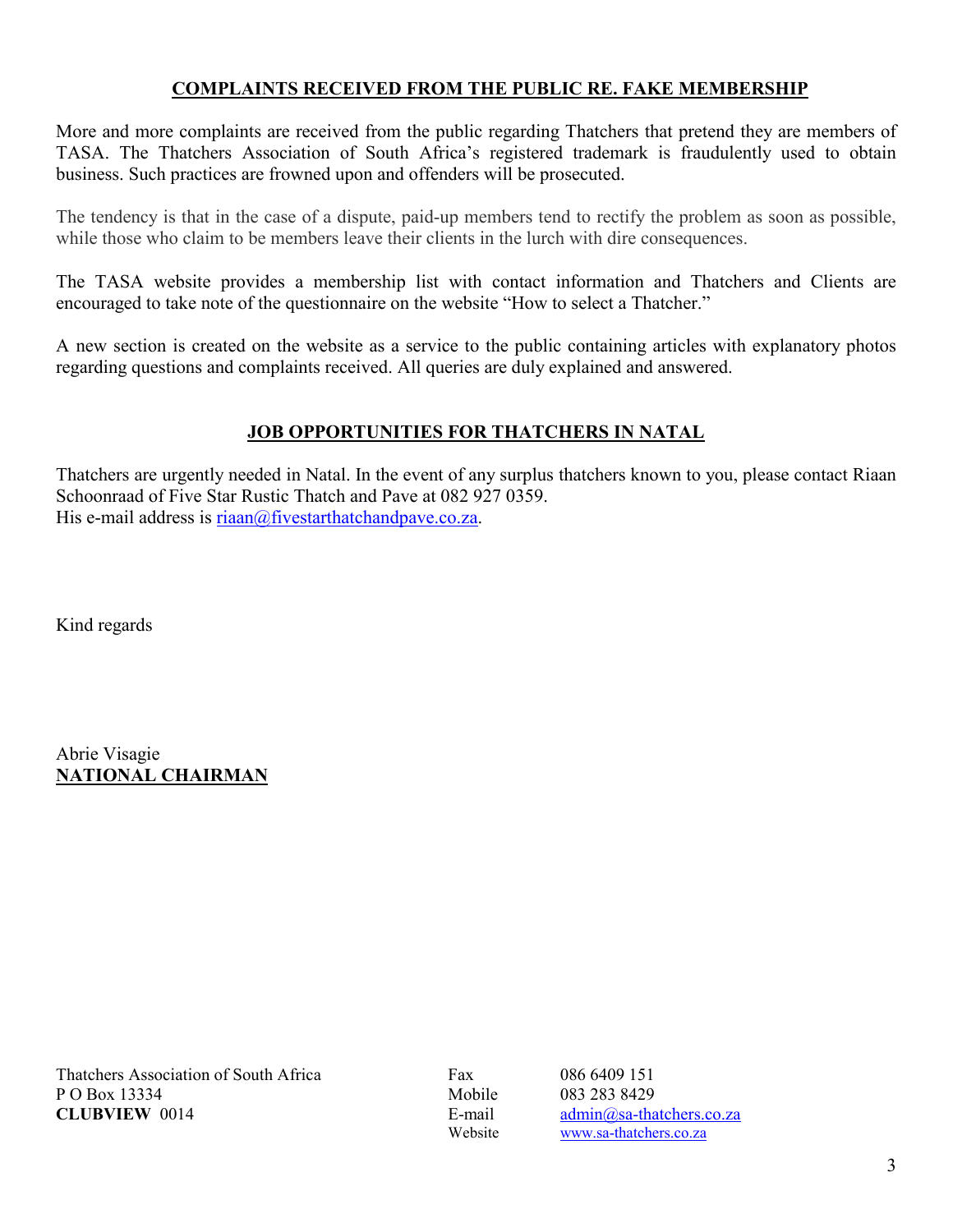## COMPLAINTS RECEIVED FROM THE PUBLIC RE. FAKE MEMBERSHIP

More and more complaints are received from the public regarding Thatchers that pretend they are members of TASA. The Thatchers Association of South Africa's registered trademark is fraudulently used to obtain business. Such practices are frowned upon and offenders will be prosecuted.

The tendency is that in the case of a dispute, paid-up members tend to rectify the problem as soon as possible, while those who claim to be members leave their clients in the lurch with dire consequences.

The TASA website provides a membership list with contact information and Thatchers and Clients are encouraged to take note of the questionnaire on the website "How to select a Thatcher."

A new section is created on the website as a service to the public containing articles with explanatory photos regarding questions and complaints received. All queries are duly explained and answered.

## JOB OPPORTUNITIES FOR THATCHERS IN NATAL

Thatchers are urgently needed in Natal. In the event of any surplus thatchers known to you, please contact Riaan Schoonraad of Five Star Rustic Thatch and Pave at 082 927 0359.
His e-mail address is riaan@fivestarthatchandpave.co.za.

Kind regards

Abrie Visagie
**NATIONAL CHAIRMAN**

Thatchers Association of South Africa
P O Box 13334
**CLUBVIEW** 0014

Fax 086 6409 151
Mobile 083 283 8429
E-mail admin@sa-thatchers.co.za
Website www.sa-thatchers.co.za